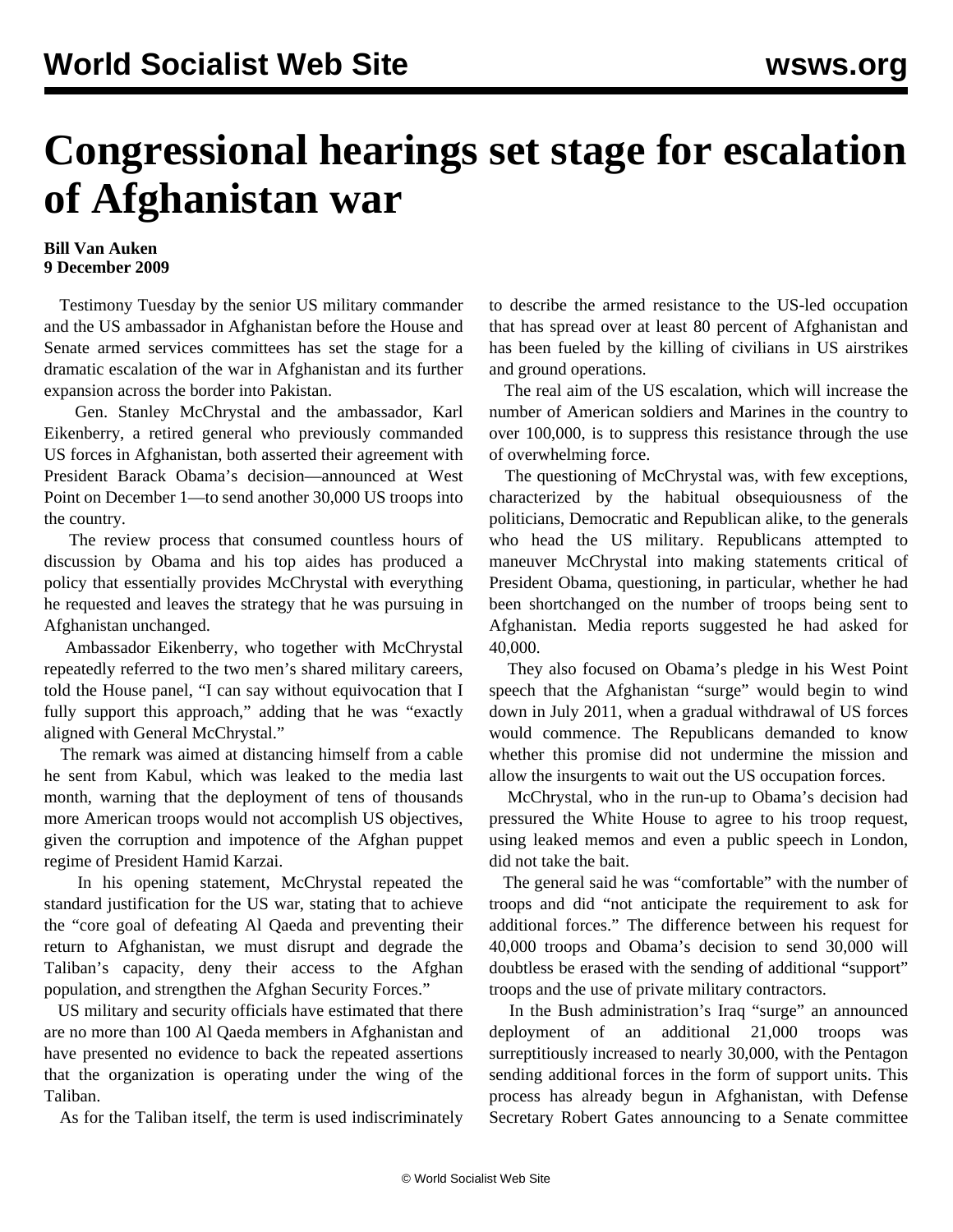# Congressional hearings set stage for escalation of Afghanistan war

**Bill Van Auken**
**9 December 2009**

Testimony Tuesday by the senior US military commander and the US ambassador in Afghanistan before the House and Senate armed services committees has set the stage for a dramatic escalation of the war in Afghanistan and its further expansion across the border into Pakistan.

Gen. Stanley McChrystal and the ambassador, Karl Eikenberry, a retired general who previously commanded US forces in Afghanistan, both asserted their agreement with President Barack Obama's decision—announced at West Point on December 1—to send another 30,000 US troops into the country.

The review process that consumed countless hours of discussion by Obama and his top aides has produced a policy that essentially provides McChrystal with everything he requested and leaves the strategy that he was pursuing in Afghanistan unchanged.

Ambassador Eikenberry, who together with McChrystal repeatedly referred to the two men's shared military careers, told the House panel, "I can say without equivocation that I fully support this approach," adding that he was "exactly aligned with General McChrystal."

The remark was aimed at distancing himself from a cable he sent from Kabul, which was leaked to the media last month, warning that the deployment of tens of thousands more American troops would not accomplish US objectives, given the corruption and impotence of the Afghan puppet regime of President Hamid Karzai.

In his opening statement, McChrystal repeated the standard justification for the US war, stating that to achieve the "core goal of defeating Al Qaeda and preventing their return to Afghanistan, we must disrupt and degrade the Taliban's capacity, deny their access to the Afghan population, and strengthen the Afghan Security Forces."

US military and security officials have estimated that there are no more than 100 Al Qaeda members in Afghanistan and have presented no evidence to back the repeated assertions that the organization is operating under the wing of the Taliban.

As for the Taliban itself, the term is used indiscriminately to describe the armed resistance to the US-led occupation that has spread over at least 80 percent of Afghanistan and has been fueled by the killing of civilians in US airstrikes and ground operations.

The real aim of the US escalation, which will increase the number of American soldiers and Marines in the country to over 100,000, is to suppress this resistance through the use of overwhelming force.

The questioning of McChrystal was, with few exceptions, characterized by the habitual obsequiousness of the politicians, Democratic and Republican alike, to the generals who head the US military. Republicans attempted to maneuver McChrystal into making statements critical of President Obama, questioning, in particular, whether he had been shortchanged on the number of troops being sent to Afghanistan. Media reports suggested he had asked for 40,000.

They also focused on Obama's pledge in his West Point speech that the Afghanistan "surge" would begin to wind down in July 2011, when a gradual withdrawal of US forces would commence. The Republicans demanded to know whether this promise did not undermine the mission and allow the insurgents to wait out the US occupation forces.

McChrystal, who in the run-up to Obama's decision had pressured the White House to agree to his troop request, using leaked memos and even a public speech in London, did not take the bait.

The general said he was "comfortable" with the number of troops and did "not anticipate the requirement to ask for additional forces." The difference between his request for 40,000 troops and Obama's decision to send 30,000 will doubtless be erased with the sending of additional "support" troops and the use of private military contractors.

In the Bush administration's Iraq "surge" an announced deployment of an additional 21,000 troops was surreptitiously increased to nearly 30,000, with the Pentagon sending additional forces in the form of support units. This process has already begun in Afghanistan, with Defense Secretary Robert Gates announcing to a Senate committee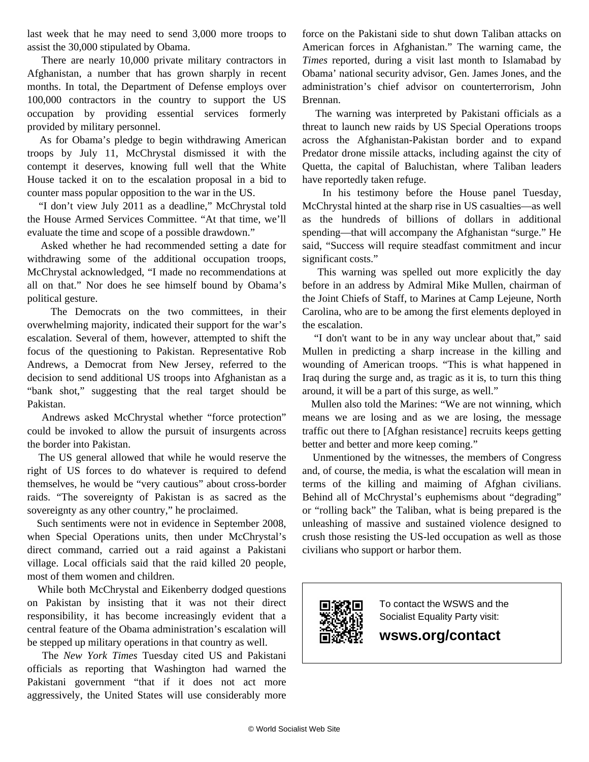last week that he may need to send 3,000 more troops to assist the 30,000 stipulated by Obama.

There are nearly 10,000 private military contractors in Afghanistan, a number that has grown sharply in recent months. In total, the Department of Defense employs over 100,000 contractors in the country to support the US occupation by providing essential services formerly provided by military personnel.

As for Obama's pledge to begin withdrawing American troops by July 11, McChrystal dismissed it with the contempt it deserves, knowing full well that the White House tacked it on to the escalation proposal in a bid to counter mass popular opposition to the war in the US.

"I don't view July 2011 as a deadline," McChrystal told the House Armed Services Committee. "At that time, we'll evaluate the time and scope of a possible drawdown."

Asked whether he had recommended setting a date for withdrawing some of the additional occupation troops, McChrystal acknowledged, "I made no recommendations at all on that." Nor does he see himself bound by Obama's political gesture.

The Democrats on the two committees, in their overwhelming majority, indicated their support for the war's escalation. Several of them, however, attempted to shift the focus of the questioning to Pakistan. Representative Rob Andrews, a Democrat from New Jersey, referred to the decision to send additional US troops into Afghanistan as a "bank shot," suggesting that the real target should be Pakistan.

Andrews asked McChrystal whether "force protection" could be invoked to allow the pursuit of insurgents across the border into Pakistan.

The US general allowed that while he would reserve the right of US forces to do whatever is required to defend themselves, he would be "very cautious" about cross-border raids. "The sovereignty of Pakistan is as sacred as the sovereignty as any other country," he proclaimed.

Such sentiments were not in evidence in September 2008, when Special Operations units, then under McChrystal's direct command, carried out a raid against a Pakistani village. Local officials said that the raid killed 20 people, most of them women and children.

While both McChrystal and Eikenberry dodged questions on Pakistan by insisting that it was not their direct responsibility, it has become increasingly evident that a central feature of the Obama administration's escalation will be stepped up military operations in that country as well.

The *New York Times* Tuesday cited US and Pakistani officials as reporting that Washington had warned the Pakistani government "that if it does not act more aggressively, the United States will use considerably more force on the Pakistani side to shut down Taliban attacks on American forces in Afghanistan." The warning came, the *Times* reported, during a visit last month to Islamabad by Obama' national security advisor, Gen. James Jones, and the administration's chief advisor on counterterrorism, John Brennan.

The warning was interpreted by Pakistani officials as a threat to launch new raids by US Special Operations troops across the Afghanistan-Pakistan border and to expand Predator drone missile attacks, including against the city of Quetta, the capital of Baluchistan, where Taliban leaders have reportedly taken refuge.

In his testimony before the House panel Tuesday, McChrystal hinted at the sharp rise in US casualties—as well as the hundreds of billions of dollars in additional spending—that will accompany the Afghanistan "surge." He said, "Success will require steadfast commitment and incur significant costs."

This warning was spelled out more explicitly the day before in an address by Admiral Mike Mullen, chairman of the Joint Chiefs of Staff, to Marines at Camp Lejeune, North Carolina, who are to be among the first elements deployed in the escalation.

"I don't want to be in any way unclear about that," said Mullen in predicting a sharp increase in the killing and wounding of American troops. "This is what happened in Iraq during the surge and, as tragic as it is, to turn this thing around, it will be a part of this surge, as well."

Mullen also told the Marines: "We are not winning, which means we are losing and as we are losing, the message traffic out there to [Afghan resistance] recruits keeps getting better and better and more keep coming."

Unmentioned by the witnesses, the members of Congress and, of course, the media, is what the escalation will mean in terms of the killing and maiming of Afghan civilians. Behind all of McChrystal's euphemisms about "degrading" or "rolling back" the Taliban, what is being prepared is the unleashing of massive and sustained violence designed to crush those resisting the US-led occupation as well as those civilians who support or harbor them.

To contact the WSWS and the Socialist Equality Party visit:

**wsws.org/contact**